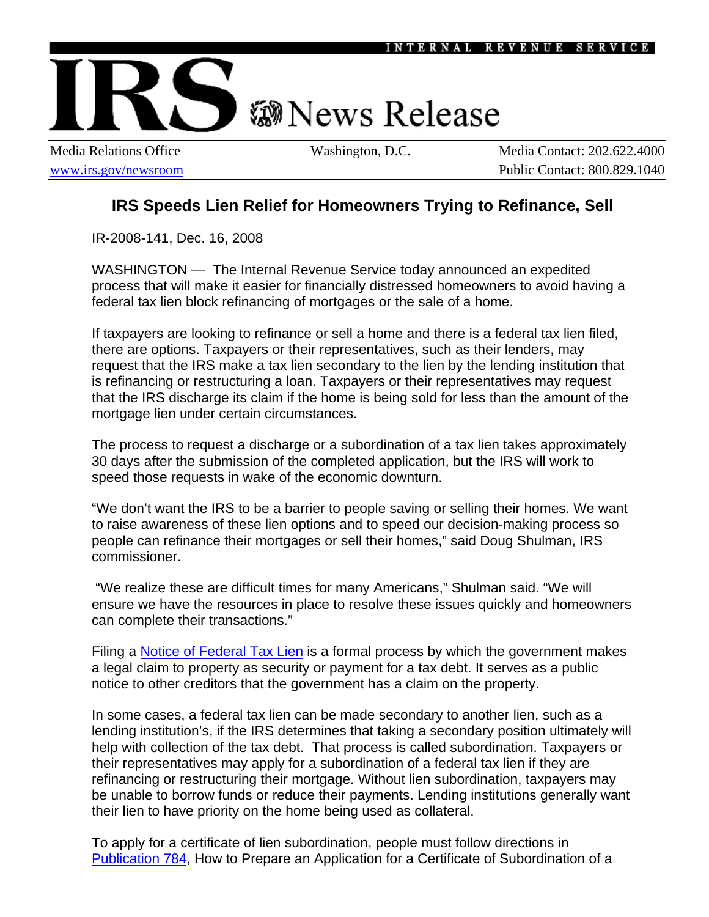INTERNAL REVENUE SERVICE

# IRS News Release

| Media Relations Office | Washington, D.C. | Media Contact: 202.622.4000 |
|---|---|---|
| www.irs.gov/newsroom | | Public Contact: 800.829.1040 |

## IRS Speeds Lien Relief for Homeowners Trying to Refinance, Sell

IR-2008-141, Dec. 16, 2008

WASHINGTON — The Internal Revenue Service today announced an expedited process that will make it easier for financially distressed homeowners to avoid having a federal tax lien block refinancing of mortgages or the sale of a home.

If taxpayers are looking to refinance or sell a home and there is a federal tax lien filed, there are options. Taxpayers or their representatives, such as their lenders, may request that the IRS make a tax lien secondary to the lien by the lending institution that is refinancing or restructuring a loan. Taxpayers or their representatives may request that the IRS discharge its claim if the home is being sold for less than the amount of the mortgage lien under certain circumstances.

The process to request a discharge or a subordination of a tax lien takes approximately 30 days after the submission of the completed application, but the IRS will work to speed those requests in wake of the economic downturn.

"We don't want the IRS to be a barrier to people saving or selling their homes. We want to raise awareness of these lien options and to speed our decision-making process so people can refinance their mortgages or sell their homes," said Doug Shulman, IRS commissioner.

"We realize these are difficult times for many Americans," Shulman said. "We will ensure we have the resources in place to resolve these issues quickly and homeowners can complete their transactions."

Filing a Notice of Federal Tax Lien is a formal process by which the government makes a legal claim to property as security or payment for a tax debt. It serves as a public notice to other creditors that the government has a claim on the property.

In some cases, a federal tax lien can be made secondary to another lien, such as a lending institution's, if the IRS determines that taking a secondary position ultimately will help with collection of the tax debt. That process is called subordination. Taxpayers or their representatives may apply for a subordination of a federal tax lien if they are refinancing or restructuring their mortgage. Without lien subordination, taxpayers may be unable to borrow funds or reduce their payments. Lending institutions generally want their lien to have priority on the home being used as collateral.

To apply for a certificate of lien subordination, people must follow directions in Publication 784, How to Prepare an Application for a Certificate of Subordination of a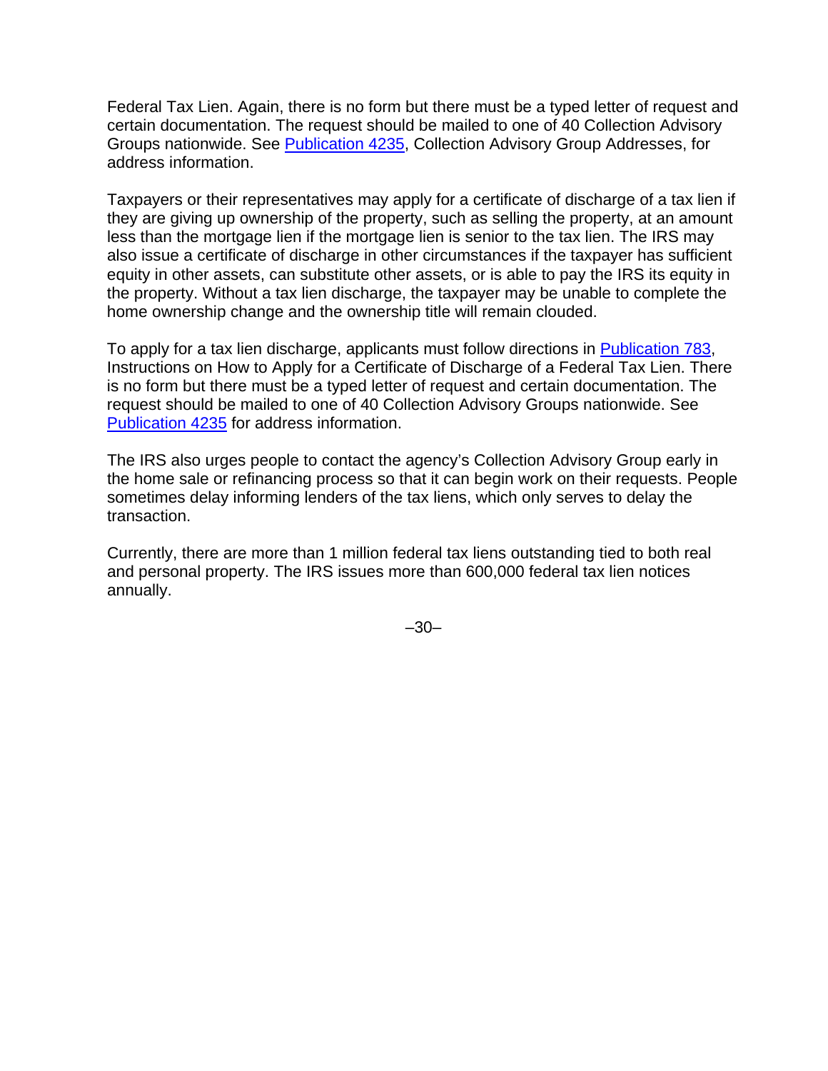Federal Tax Lien. Again, there is no form but there must be a typed letter of request and certain documentation. The request should be mailed to one of 40 Collection Advisory Groups nationwide. See Publication 4235, Collection Advisory Group Addresses, for address information.

Taxpayers or their representatives may apply for a certificate of discharge of a tax lien if they are giving up ownership of the property, such as selling the property, at an amount less than the mortgage lien if the mortgage lien is senior to the tax lien. The IRS may also issue a certificate of discharge in other circumstances if the taxpayer has sufficient equity in other assets, can substitute other assets, or is able to pay the IRS its equity in the property. Without a tax lien discharge, the taxpayer may be unable to complete the home ownership change and the ownership title will remain clouded.

To apply for a tax lien discharge, applicants must follow directions in Publication 783, Instructions on How to Apply for a Certificate of Discharge of a Federal Tax Lien. There is no form but there must be a typed letter of request and certain documentation. The request should be mailed to one of 40 Collection Advisory Groups nationwide. See Publication 4235 for address information.

The IRS also urges people to contact the agency's Collection Advisory Group early in the home sale or refinancing process so that it can begin work on their requests. People sometimes delay informing lenders of the tax liens, which only serves to delay the transaction.

Currently, there are more than 1 million federal tax liens outstanding tied to both real and personal property. The IRS issues more than 600,000 federal tax lien notices annually.

–30–